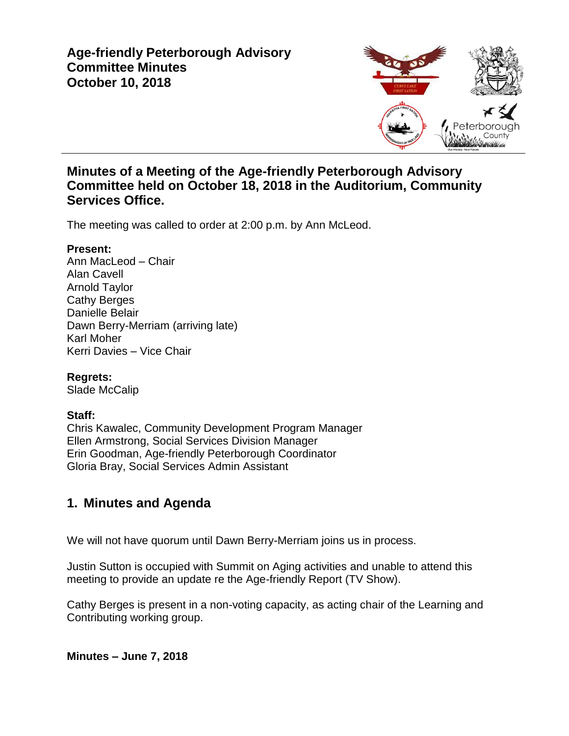# Age-friendly Peterborough Advisory Committee Minutes October 10, 2018

## Minutes of a Meeting of the Age-friendly Peterborough Advisory Committee held on October 18, 2018 in the Auditorium, Community Services Office.

The meeting was called to order at 2:00 p.m. by Ann McLeod.

**Present:**
Ann MacLeod – Chair
Alan Cavell
Arnold Taylor
Cathy Berges
Danielle Belair
Dawn Berry-Merriam (arriving late)
Karl Moher
Kerri Davies – Vice Chair

**Regrets:**
Slade McCalip

**Staff:**
Chris Kawalec, Community Development Program Manager
Ellen Armstrong, Social Services Division Manager
Erin Goodman, Age-friendly Peterborough Coordinator
Gloria Bray, Social Services Admin Assistant

## 1. Minutes and Agenda

We will not have quorum until Dawn Berry-Merriam joins us in process.

Justin Sutton is occupied with Summit on Aging activities and unable to attend this meeting to provide an update re the Age-friendly Report (TV Show).

Cathy Berges is present in a non-voting capacity, as acting chair of the Learning and Contributing working group.

**Minutes – June 7, 2018**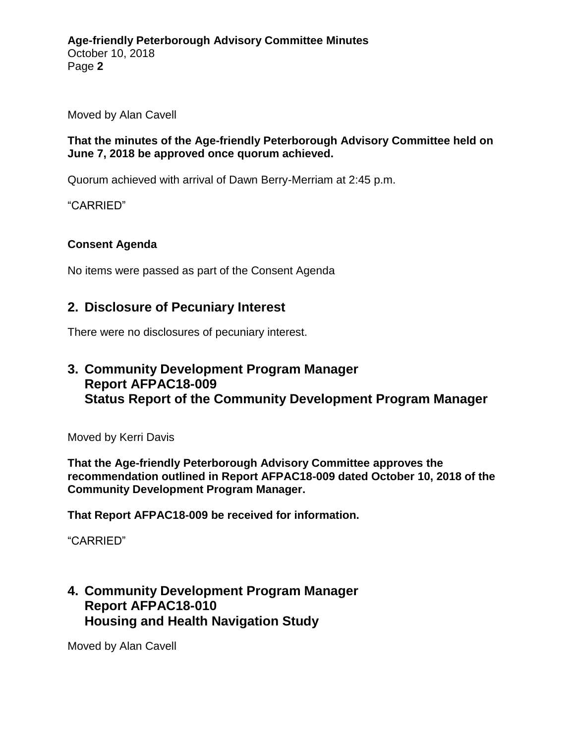Moved by Alan Cavell

**That the minutes of the Age-friendly Peterborough Advisory Committee held on June 7, 2018 be approved once quorum achieved.**

Quorum achieved with arrival of Dawn Berry-Merriam at 2:45 p.m.

"CARRIED"

**Consent Agenda**

No items were passed as part of the Consent Agenda

## 2. Disclosure of Pecuniary Interest

There were no disclosures of pecuniary interest.

## 3. Community Development Program Manager Report AFPAC18-009 Status Report of the Community Development Program Manager

Moved by Kerri Davis

**That the Age-friendly Peterborough Advisory Committee approves the recommendation outlined in Report AFPAC18-009 dated October 10, 2018 of the Community Development Program Manager.**

**That Report AFPAC18-009 be received for information.**

"CARRIED"

## 4. Community Development Program Manager Report AFPAC18-010 Housing and Health Navigation Study

Moved by Alan Cavell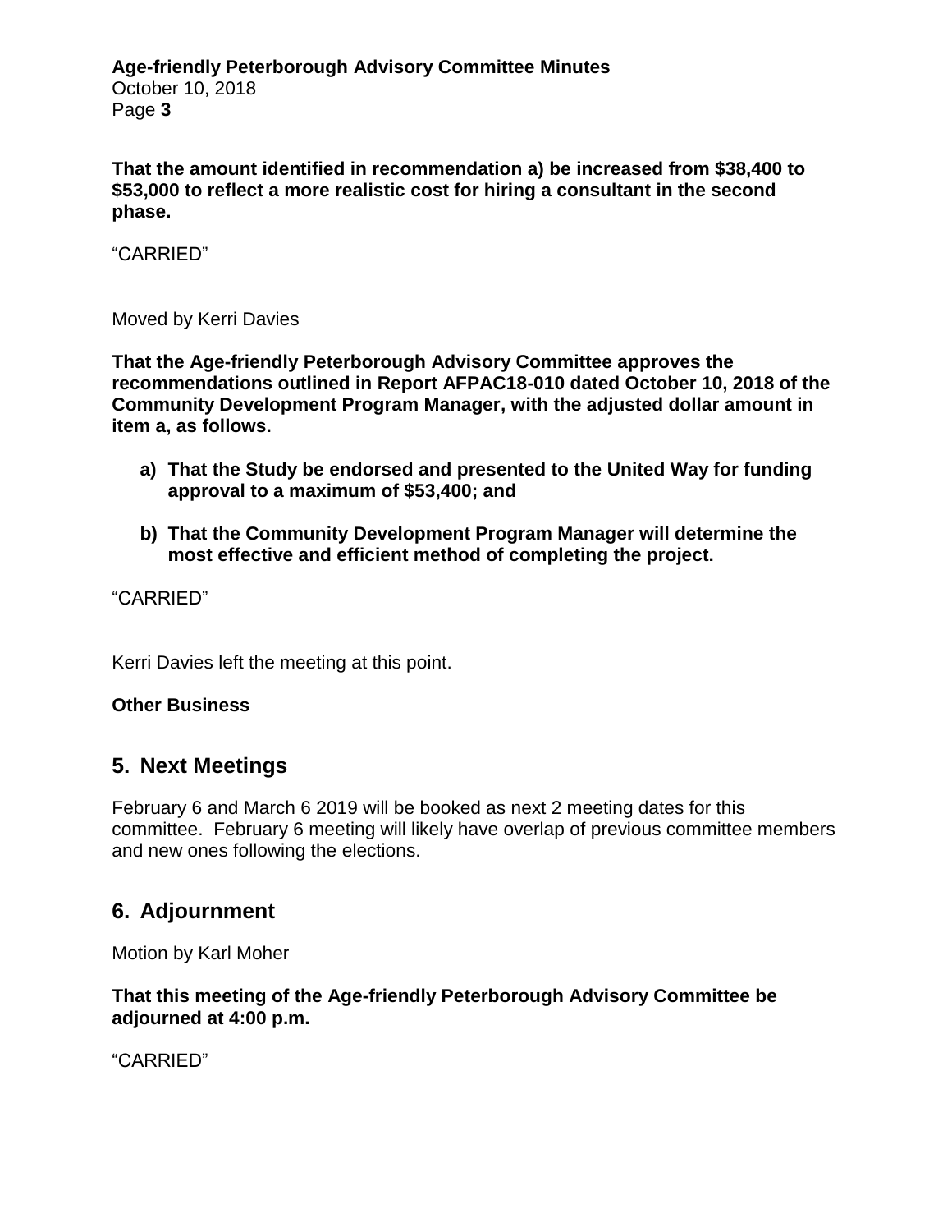**That the amount identified in recommendation a) be increased from $38,400 to $53,000 to reflect a more realistic cost for hiring a consultant in the second phase.**

"CARRIED"

Moved by Kerri Davies

**That the Age-friendly Peterborough Advisory Committee approves the recommendations outlined in Report AFPAC18-010 dated October 10, 2018 of the Community Development Program Manager, with the adjusted dollar amount in item a, as follows.**

a) **That the Study be endorsed and presented to the United Way for funding approval to a maximum of $53,400; and**

b) **That the Community Development Program Manager will determine the most effective and efficient method of completing the project.**

"CARRIED"

Kerri Davies left the meeting at this point.

**Other Business**

## 5. Next Meetings

February 6 and March 6 2019 will be booked as next 2 meeting dates for this committee. February 6 meeting will likely have overlap of previous committee members and new ones following the elections.

## 6. Adjournment

Motion by Karl Moher

**That this meeting of the Age-friendly Peterborough Advisory Committee be adjourned at 4:00 p.m.**

"CARRIED"